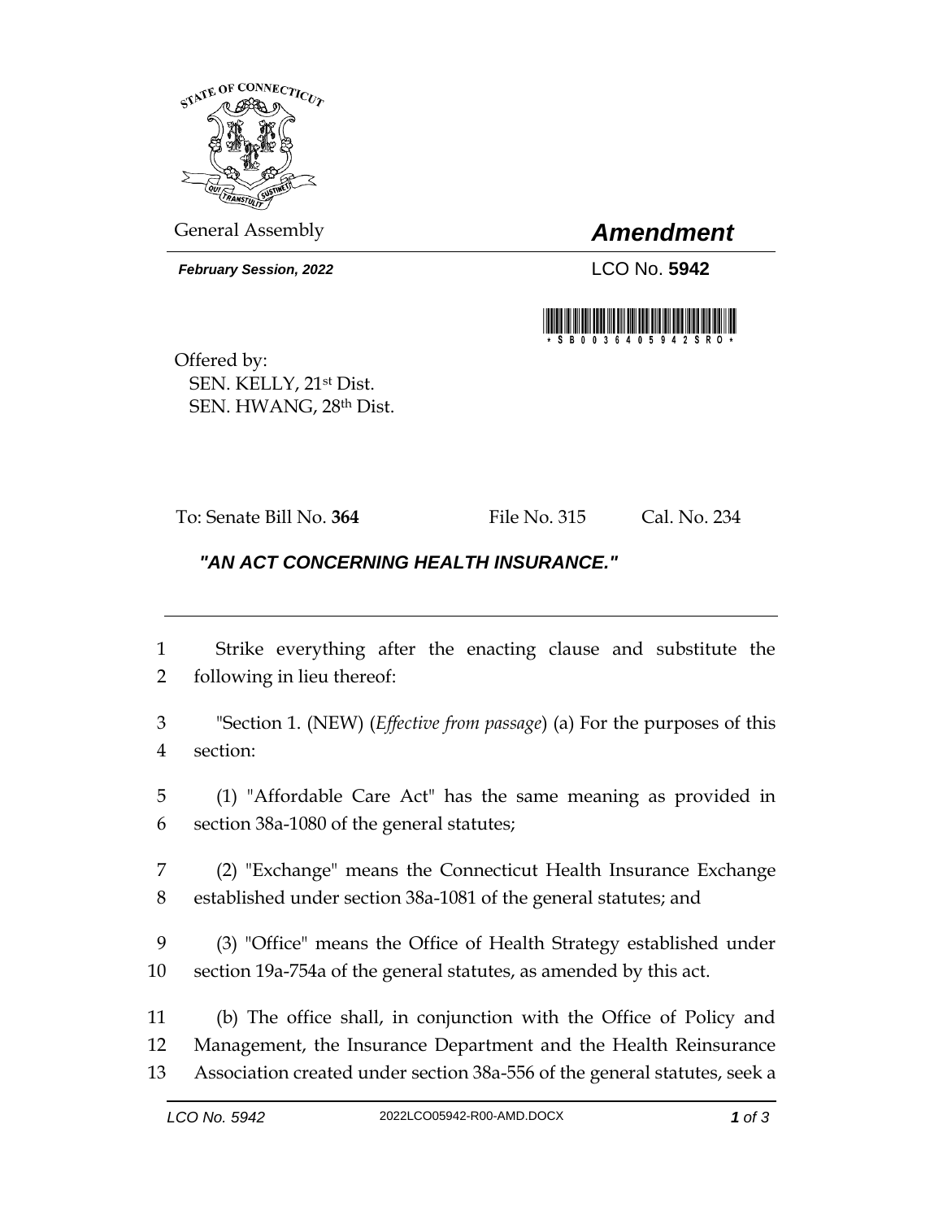General Assembly

# *Amendment*

***February Session, 2022***

LCO No. **5942**

Offered by:
SEN. KELLY, 21st Dist.
SEN. HWANG, 28th Dist.

To: Senate Bill No. **364** File No. 315 Cal. No. 234

***"AN ACT CONCERNING HEALTH INSURANCE."***

---

1 Strike everything after the enacting clause and substitute the
2 following in lieu thereof:

3 "Section 1. (NEW) (*Effective from passage*) (a) For the purposes of this
4 section:

5 (1) "Affordable Care Act" has the same meaning as provided in
6 section 38a-1080 of the general statutes;

7 (2) "Exchange" means the Connecticut Health Insurance Exchange
8 established under section 38a-1081 of the general statutes; and

9 (3) "Office" means the Office of Health Strategy established under
10 section 19a-754a of the general statutes, as amended by this act.

11 (b) The office shall, in conjunction with the Office of Policy and
12 Management, the Insurance Department and the Health Reinsurance
13 Association created under section 38a-556 of the general statutes, seek a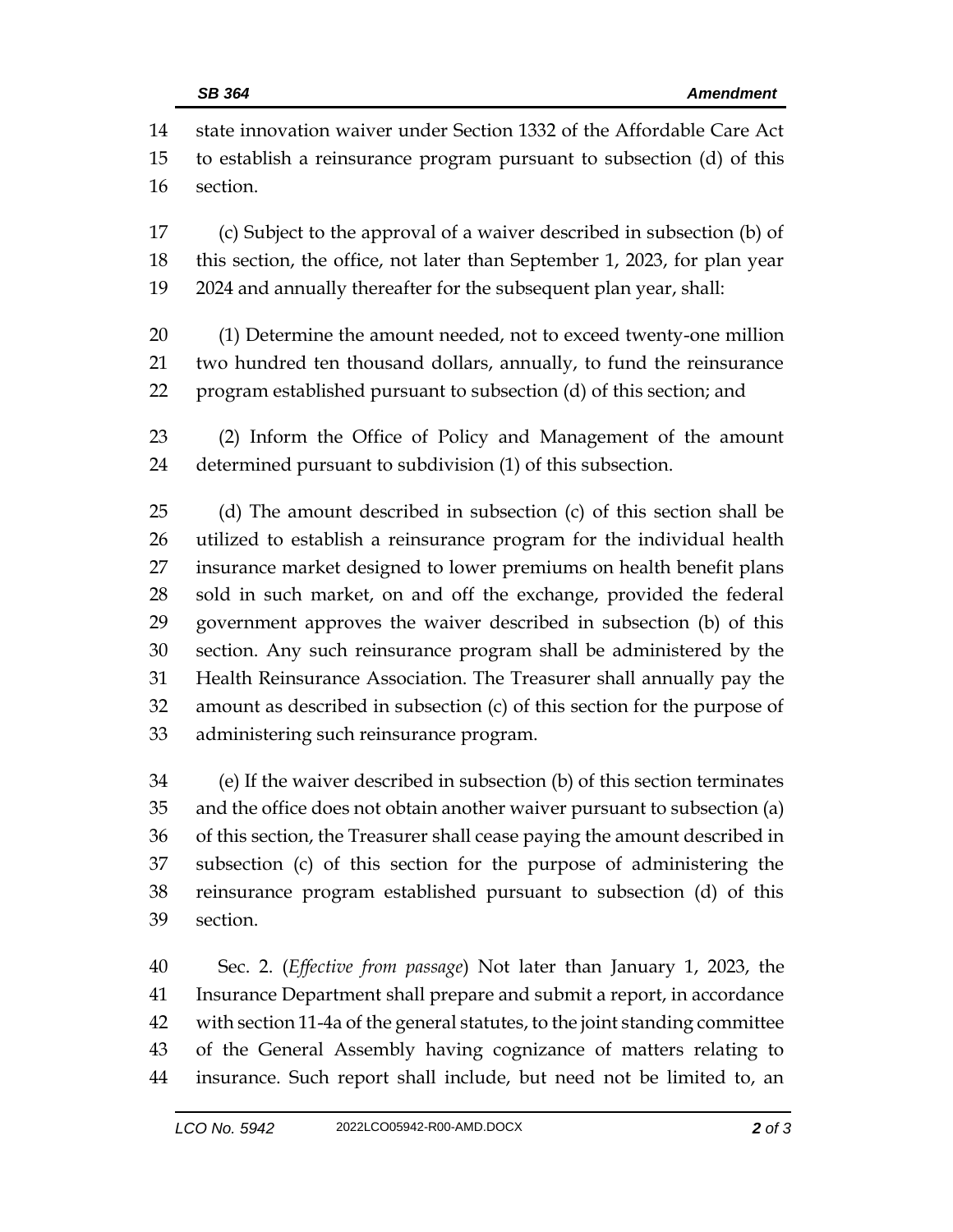state innovation waiver under Section 1332 of the Affordable Care Act to establish a reinsurance program pursuant to subsection (d) of this section.

(c) Subject to the approval of a waiver described in subsection (b) of this section, the office, not later than September 1, 2023, for plan year 2024 and annually thereafter for the subsequent plan year, shall:

(1) Determine the amount needed, not to exceed twenty-one million two hundred ten thousand dollars, annually, to fund the reinsurance program established pursuant to subsection (d) of this section; and

(2) Inform the Office of Policy and Management of the amount determined pursuant to subdivision (1) of this subsection.

(d) The amount described in subsection (c) of this section shall be utilized to establish a reinsurance program for the individual health insurance market designed to lower premiums on health benefit plans sold in such market, on and off the exchange, provided the federal government approves the waiver described in subsection (b) of this section. Any such reinsurance program shall be administered by the Health Reinsurance Association. The Treasurer shall annually pay the amount as described in subsection (c) of this section for the purpose of administering such reinsurance program.

(e) If the waiver described in subsection (b) of this section terminates and the office does not obtain another waiver pursuant to subsection (a) of this section, the Treasurer shall cease paying the amount described in subsection (c) of this section for the purpose of administering the reinsurance program established pursuant to subsection (d) of this section.

Sec. 2. (*Effective from passage*) Not later than January 1, 2023, the Insurance Department shall prepare and submit a report, in accordance with section 11-4a of the general statutes, to the joint standing committee of the General Assembly having cognizance of matters relating to insurance. Such report shall include, but need not be limited to, an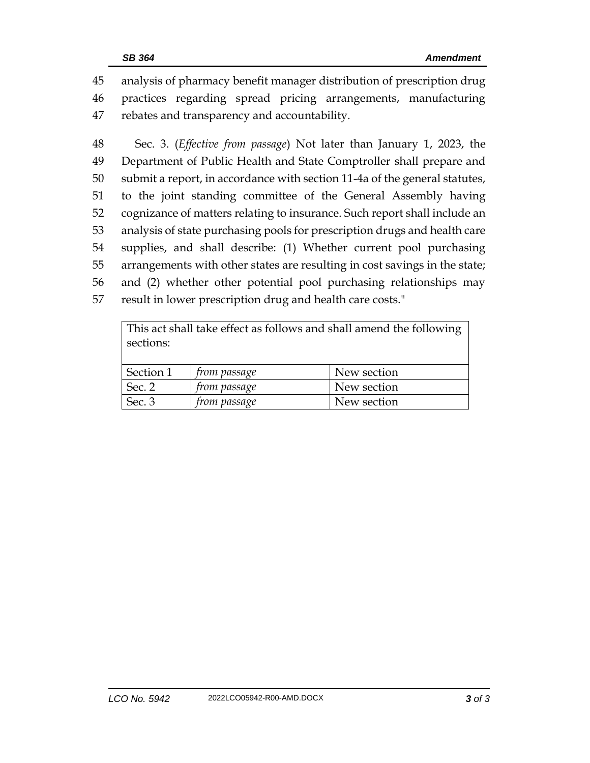45 analysis of pharmacy benefit manager distribution of prescription drug
46 practices regarding spread pricing arrangements, manufacturing
47 rebates and transparency and accountability.

48 Sec. 3. (*Effective from passage*) Not later than January 1, 2023, the
49 Department of Public Health and State Comptroller shall prepare and
50 submit a report, in accordance with section 11-4a of the general statutes,
51 to the joint standing committee of the General Assembly having
52 cognizance of matters relating to insurance. Such report shall include an
53 analysis of state purchasing pools for prescription drugs and health care
54 supplies, and shall describe: (1) Whether current pool purchasing
55 arrangements with other states are resulting in cost savings in the state;
56 and (2) whether other potential pool purchasing relationships may
57 result in lower prescription drug and health care costs."

This act shall take effect as follows and shall amend the following sections:

| | | |
|---|---|---|
| Section 1 | *from passage* | New section |
| Sec. 2 | *from passage* | New section |
| Sec. 3 | *from passage* | New section |